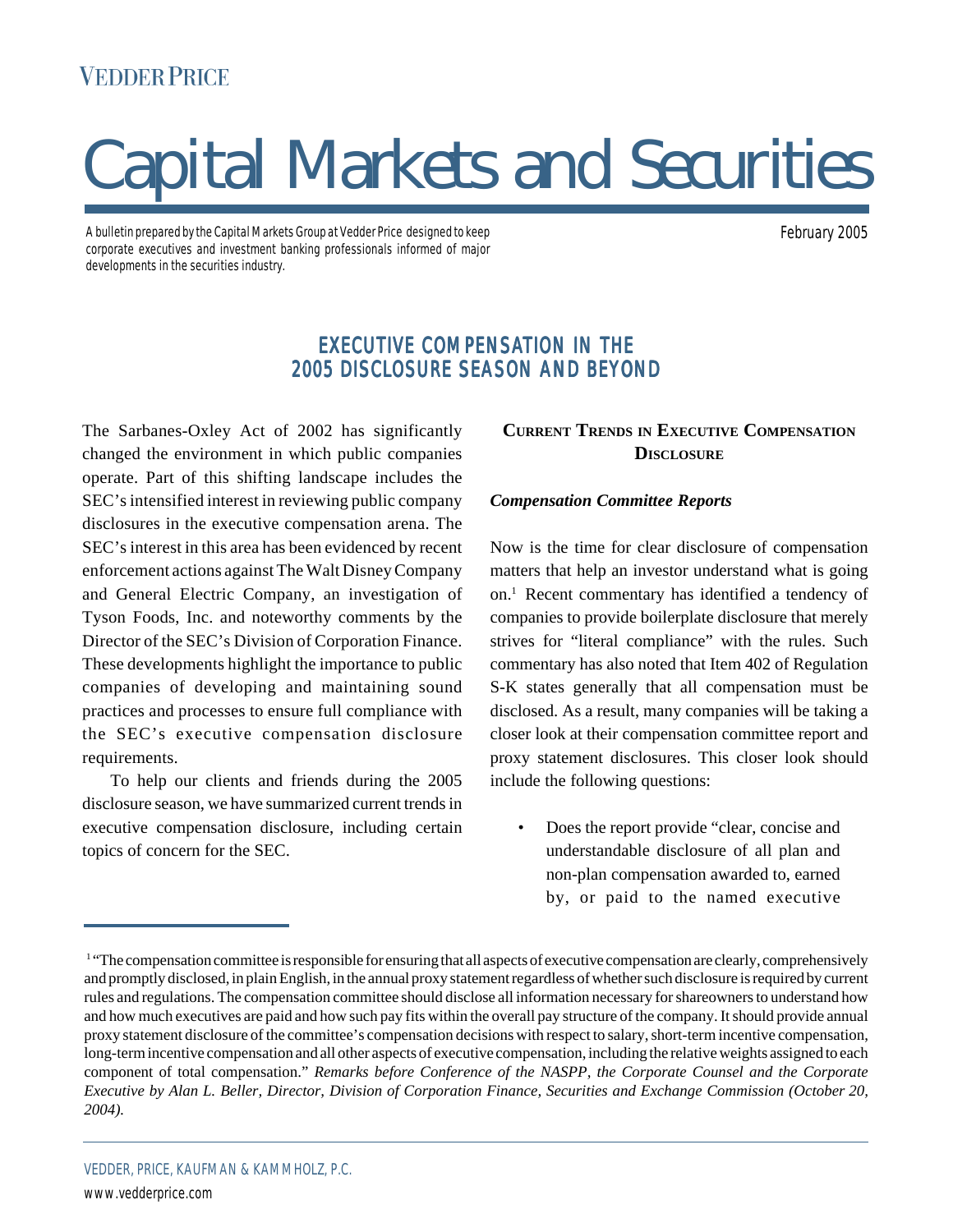VEDDER PRICE

# Capital Markets and Securities

A bulletin prepared by the Capital Markets Group at Vedder Price designed to keep corporate executives and investment banking professionals informed of major developments in the securities industry.

February 2005

## EXECUTIVE COMPENSATION IN THE 2005 DISCLOSURE SEASON AND BEYOND

The Sarbanes-Oxley Act of 2002 has significantly changed the environment in which public companies operate. Part of this shifting landscape includes the SEC's intensified interest in reviewing public company disclosures in the executive compensation arena. The SEC's interest in this area has been evidenced by recent enforcement actions against The Walt Disney Company and General Electric Company, an investigation of Tyson Foods, Inc. and noteworthy comments by the Director of the SEC's Division of Corporation Finance. These developments highlight the importance to public companies of developing and maintaining sound practices and processes to ensure full compliance with the SEC's executive compensation disclosure requirements.

To help our clients and friends during the 2005 disclosure season, we have summarized current trends in executive compensation disclosure, including certain topics of concern for the SEC.

### Current Trends in Executive Compensation Disclosure

***Compensation Committee Reports***

Now is the time for clear disclosure of compensation matters that help an investor understand what is going on.[1] Recent commentary has identified a tendency of companies to provide boilerplate disclosure that merely strives for "literal compliance" with the rules. Such commentary has also noted that Item 402 of Regulation S-K states generally that all compensation must be disclosed. As a result, many companies will be taking a closer look at their compensation committee report and proxy statement disclosures. This closer look should include the following questions:

- Does the report provide "clear, concise and understandable disclosure of all plan and non-plan compensation awarded to, earned by, or paid to the named executive

[1] "The compensation committee is responsible for ensuring that all aspects of executive compensation are clearly, comprehensively and promptly disclosed, in plain English, in the annual proxy statement regardless of whether such disclosure is required by current rules and regulations. The compensation committee should disclose all information necessary for shareowners to understand how and how much executives are paid and how such pay fits within the overall pay structure of the company. It should provide annual proxy statement disclosure of the committee's compensation decisions with respect to salary, short-term incentive compensation, long-term incentive compensation and all other aspects of executive compensation, including the relative weights assigned to each component of total compensation." *Remarks before Conference of the NASPP, the Corporate Counsel and the Corporate Executive by Alan L. Beller, Director, Division of Corporation Finance, Securities and Exchange Commission (October 20, 2004).*

VEDDER, PRICE, KAUFMAN & KAMMHOLZ, P.C.
www.vedderprice.com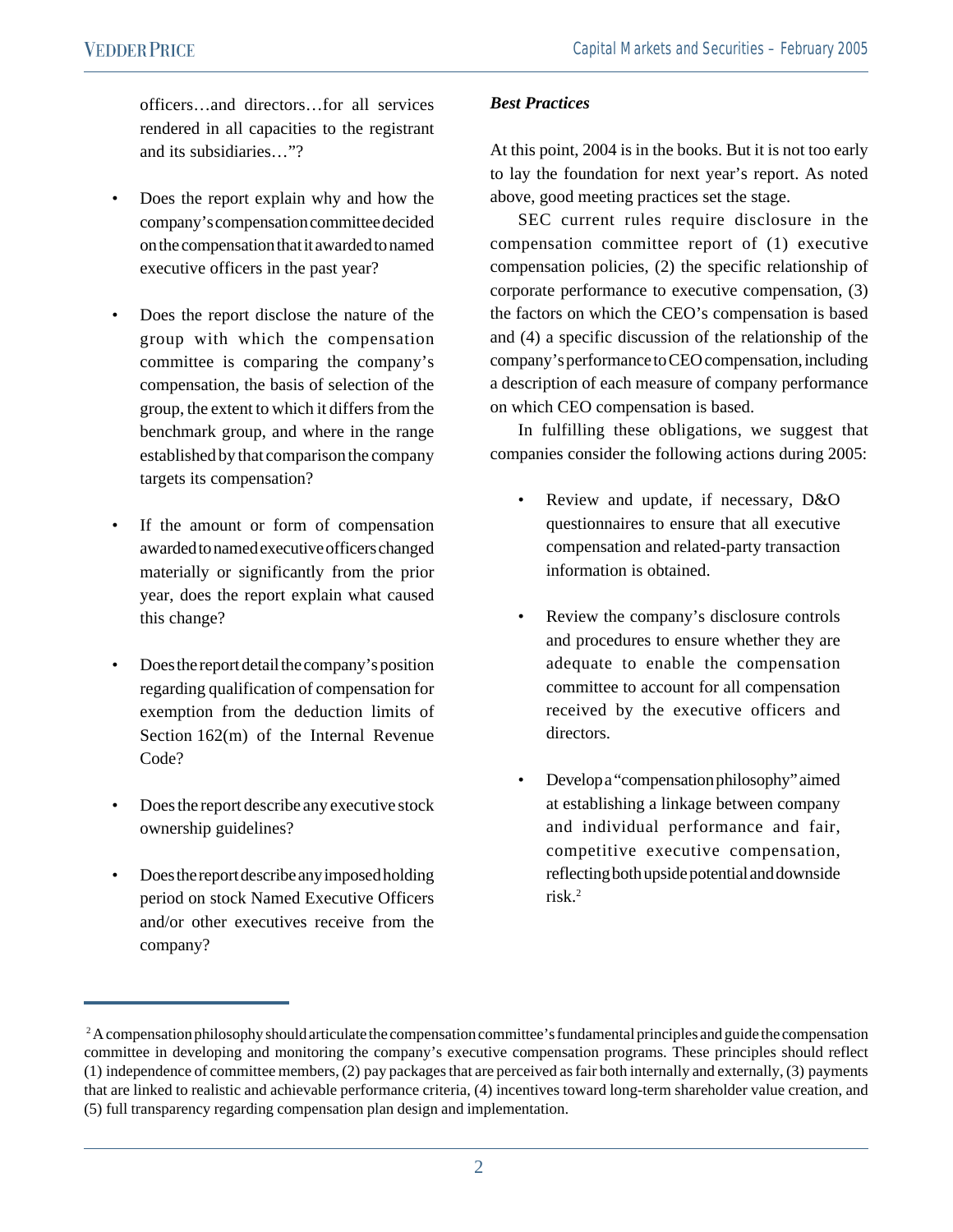officers…and directors…for all services rendered in all capacities to the registrant and its subsidiaries…"?

- Does the report explain why and how the company's compensation committee decided on the compensation that it awarded to named executive officers in the past year?
- Does the report disclose the nature of the group with which the compensation committee is comparing the company's compensation, the basis of selection of the group, the extent to which it differs from the benchmark group, and where in the range established by that comparison the company targets its compensation?
- If the amount or form of compensation awarded to named executive officers changed materially or significantly from the prior year, does the report explain what caused this change?
- Does the report detail the company's position regarding qualification of compensation for exemption from the deduction limits of Section 162(m) of the Internal Revenue Code?
- Does the report describe any executive stock ownership guidelines?
- Does the report describe any imposed holding period on stock Named Executive Officers and/or other executives receive from the company?

***Best Practices***

At this point, 2004 is in the books. But it is not too early to lay the foundation for next year's report. As noted above, good meeting practices set the stage.

SEC current rules require disclosure in the compensation committee report of (1) executive compensation policies, (2) the specific relationship of corporate performance to executive compensation, (3) the factors on which the CEO's compensation is based and (4) a specific discussion of the relationship of the company's performance to CEO compensation, including a description of each measure of company performance on which CEO compensation is based.

In fulfilling these obligations, we suggest that companies consider the following actions during 2005:

- Review and update, if necessary, D&O questionnaires to ensure that all executive compensation and related-party transaction information is obtained.
- Review the company's disclosure controls and procedures to ensure whether they are adequate to enable the compensation committee to account for all compensation received by the executive officers and directors.
- Develop a "compensation philosophy" aimed at establishing a linkage between company and individual performance and fair, competitive executive compensation, reflecting both upside potential and downside risk.[2]

---

[2] A compensation philosophy should articulate the compensation committee's fundamental principles and guide the compensation committee in developing and monitoring the company's executive compensation programs. These principles should reflect (1) independence of committee members, (2) pay packages that are perceived as fair both internally and externally, (3) payments that are linked to realistic and achievable performance criteria, (4) incentives toward long-term shareholder value creation, and (5) full transparency regarding compensation plan design and implementation.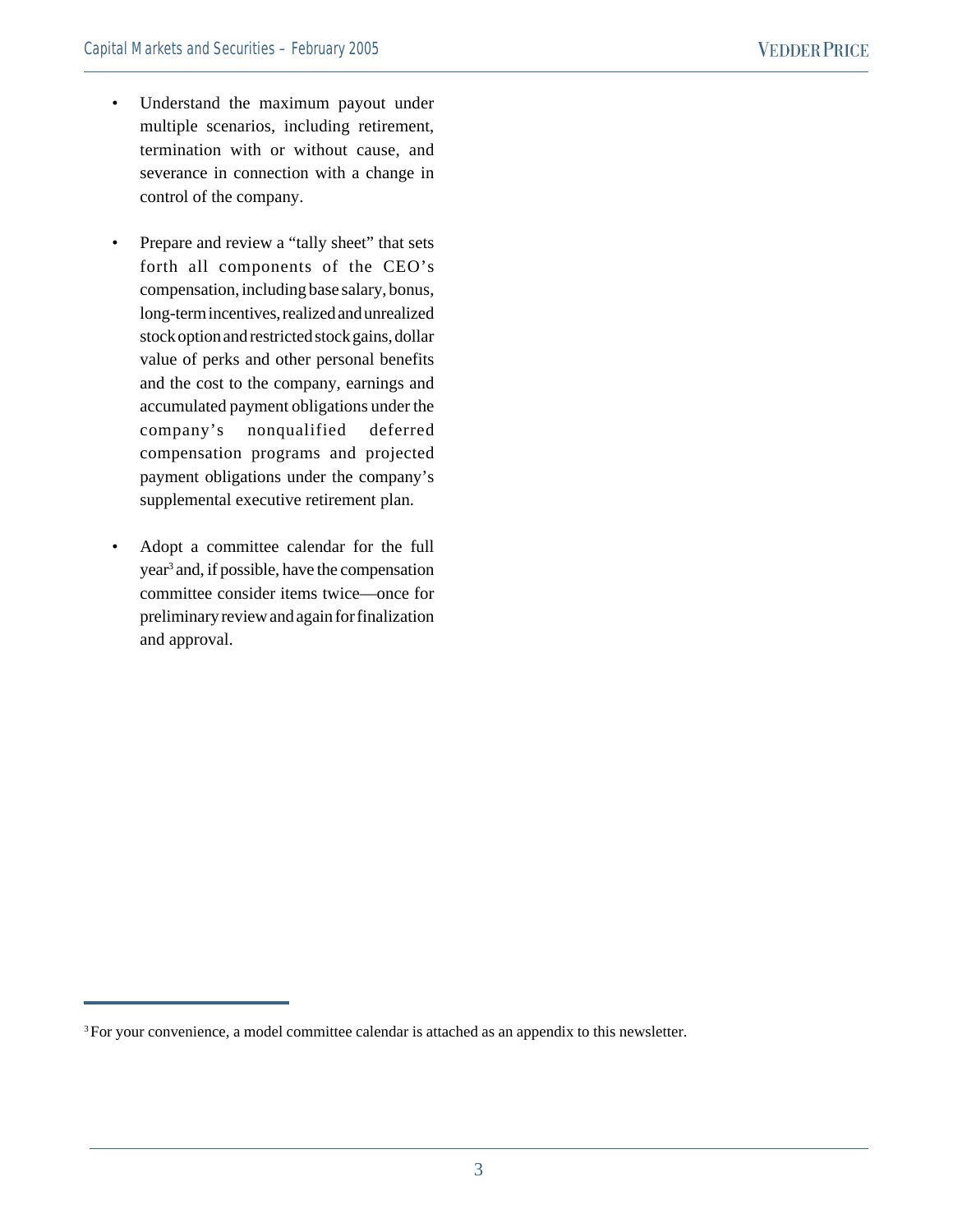- Understand the maximum payout under multiple scenarios, including retirement, termination with or without cause, and severance in connection with a change in control of the company.

- Prepare and review a "tally sheet" that sets forth all components of the CEO's compensation, including base salary, bonus, long-term incentives, realized and unrealized stock option and restricted stock gains, dollar value of perks and other personal benefits and the cost to the company, earnings and accumulated payment obligations under the company's nonqualified deferred compensation programs and projected payment obligations under the company's supplemental executive retirement plan.

- Adopt a committee calendar for the full year[3] and, if possible, have the compensation committee consider items twice—once for preliminary review and again for finalization and approval.

---

[3] For your convenience, a model committee calendar is attached as an appendix to this newsletter.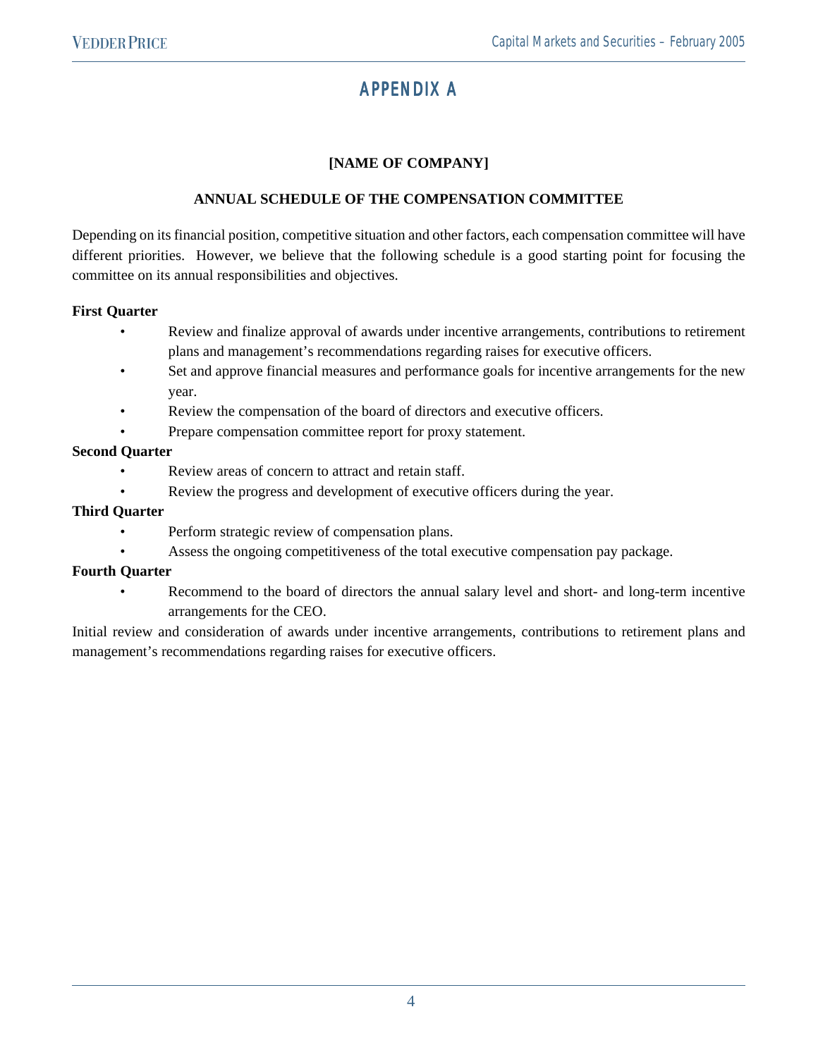# APPENDIX A

**[NAME OF COMPANY]**

**ANNUAL SCHEDULE OF THE COMPENSATION COMMITTEE**

Depending on its financial position, competitive situation and other factors, each compensation committee will have different priorities. However, we believe that the following schedule is a good starting point for focusing the committee on its annual responsibilities and objectives.

**First Quarter**

- Review and finalize approval of awards under incentive arrangements, contributions to retirement plans and management's recommendations regarding raises for executive officers.
- Set and approve financial measures and performance goals for incentive arrangements for the new year.
- Review the compensation of the board of directors and executive officers.
- Prepare compensation committee report for proxy statement.

**Second Quarter**

- Review areas of concern to attract and retain staff.
- Review the progress and development of executive officers during the year.

**Third Quarter**

- Perform strategic review of compensation plans.
- Assess the ongoing competitiveness of the total executive compensation pay package.

**Fourth Quarter**

- Recommend to the board of directors the annual salary level and short- and long-term incentive arrangements for the CEO.

Initial review and consideration of awards under incentive arrangements, contributions to retirement plans and management's recommendations regarding raises for executive officers.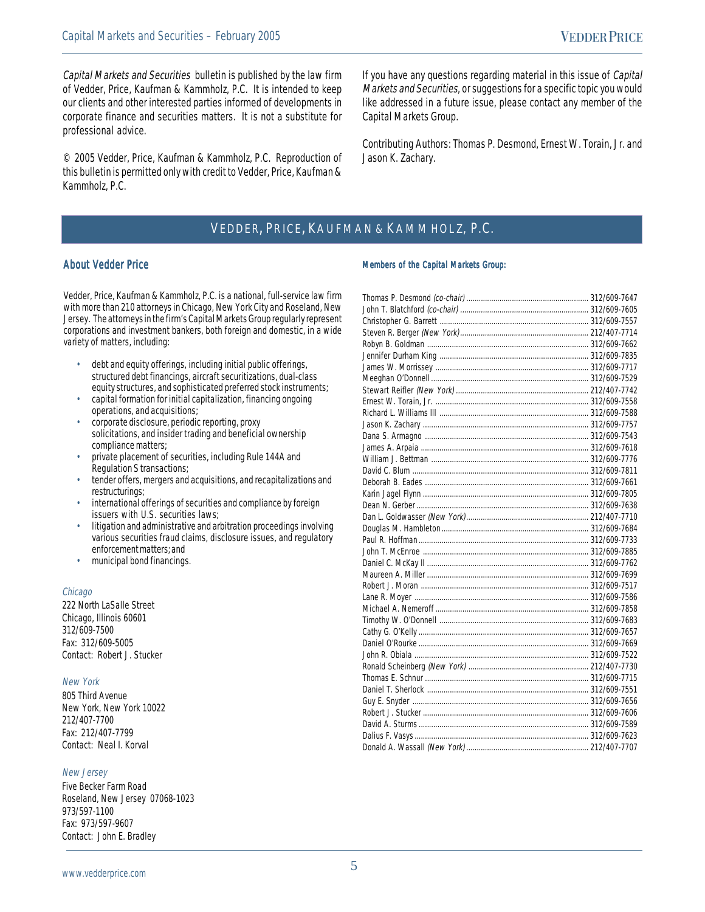*Capital Markets and Securities* bulletin is published by the law firm of Vedder, Price, Kaufman & Kammholz, P.C. It is intended to keep our clients and other interested parties informed of developments in corporate finance and securities matters. It is not a substitute for professional advice.

© 2005 Vedder, Price, Kaufman & Kammholz, P.C. Reproduction of this bulletin is permitted only with credit to Vedder, Price, Kaufman & Kammholz, P.C.

If you have any questions regarding material in this issue of *Capital Markets and Securities*, or suggestions for a specific topic you would like addressed in a future issue, please contact any member of the Capital Markets Group.

Contributing Authors: Thomas P. Desmond, Ernest W. Torain, Jr. and Jason K. Zachary.

## VEDDER, PRICE, KAUFMAN & KAMMHOLZ, P.C.

### About Vedder Price

Vedder, Price, Kaufman & Kammholz, P.C. is a national, full-service law firm with more than 210 attorneys in Chicago, New York City and Roseland, New Jersey. The attorneys in the firm's Capital Markets Group regularly represent corporations and investment bankers, both foreign and domestic, in a wide variety of matters, including:

- debt and equity offerings, including initial public offerings, structured debt financings, aircraft securitizations, dual-class equity structures, and sophisticated preferred stock instruments;
- capital formation for initial capitalization, financing ongoing operations, and acquisitions;
- corporate disclosure, periodic reporting, proxy solicitations, and insider trading and beneficial ownership compliance matters;
- private placement of securities, including Rule 144A and Regulation S transactions;
- tender offers, mergers and acquisitions, and recapitalizations and restructurings;
- international offerings of securities and compliance by foreign issuers with U.S. securities laws;
- litigation and administrative and arbitration proceedings involving various securities fraud claims, disclosure issues, and regulatory enforcement matters; and
- municipal bond financings.

*Chicago*
222 North LaSalle Street
Chicago, Illinois 60601
312/609-7500
Fax: 312/609-5005
Contact: Robert J. Stucker

*New York*
805 Third Avenue
New York, New York 10022
212/407-7700
Fax: 212/407-7799
Contact: Neal I. Korval

*New Jersey*
Five Becker Farm Road
Roseland, New Jersey 07068-1023
973/597-1100
Fax: 973/597-9607
Contact: John E. Bradley

#### Members of the Capital Markets Group:

| | |
|---|---|
| Thomas P. Desmond *(co-chair)* | 312/609-7647 |
| John T. Blatchford *(co-chair)* | 312/609-7605 |
| Christopher G. Barrett | 312/609-7557 |
| Steven R. Berger *(New York)* | 212/407-7714 |
| Robyn B. Goldman | 312/609-7662 |
| Jennifer Durham King | 312/609-7835 |
| James W. Morrissey | 312/609-7717 |
| Meeghan O'Donnell | 312/609-7529 |
| Stewart Reifler *(New York)* | 212/407-7742 |
| Ernest W. Torain, Jr. | 312/609-7558 |
| Richard L. Williams III | 312/609-7588 |
| Jason K. Zachary | 312/609-7757 |
| Dana S. Armagno | 312/609-7543 |
| James A. Arpaia | 312/609-7618 |
| William J. Bettman | 312/609-7776 |
| David C. Blum | 312/609-7811 |
| Deborah B. Eades | 312/609-7661 |
| Karin Jagel Flynn | 312/609-7805 |
| Dean N. Gerber | 312/609-7638 |
| Dan L. Goldwasser *(New York)* | 212/407-7710 |
| Douglas M. Hambleton | 312/609-7684 |
| Paul R. Hoffman | 312/609-7733 |
| John T. McEnroe | 312/609-7885 |
| Daniel C. McKay II | 312/609-7762 |
| Maureen A. Miller | 312/609-7699 |
| Robert J. Moran | 312/609-7517 |
| Lane R. Moyer | 312/609-7586 |
| Michael A. Nemeroff | 312/609-7858 |
| Timothy W. O'Donnell | 312/609-7683 |
| Cathy G. O'Kelly | 312/609-7657 |
| Daniel O'Rourke | 312/609-7669 |
| John R. Obiala | 312/609-7522 |
| Ronald Scheinberg *(New York)* | 212/407-7730 |
| Thomas E. Schnur | 312/609-7715 |
| Daniel T. Sherlock | 312/609-7551 |
| Guy E. Snyder | 312/609-7656 |
| Robert J. Stucker | 312/609-7606 |
| David A. Sturms | 312/609-7589 |
| Dalius F. Vasys | 312/609-7623 |
| Donald A. Wassall *(New York)* | 212/407-7707 |

www.vedderprice.com